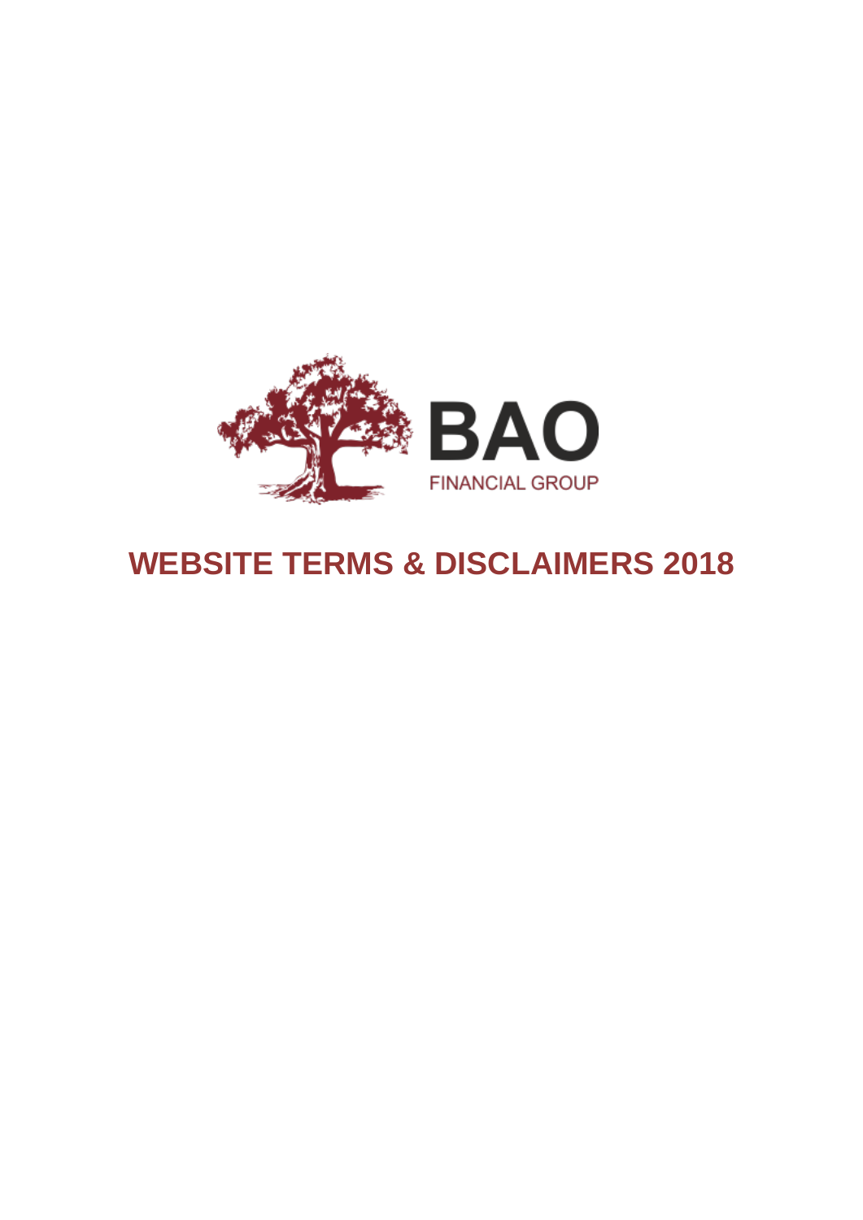BAO

FINANCIAL GROUP

# WEBSITE TERMS & DISCLAIMERS 2018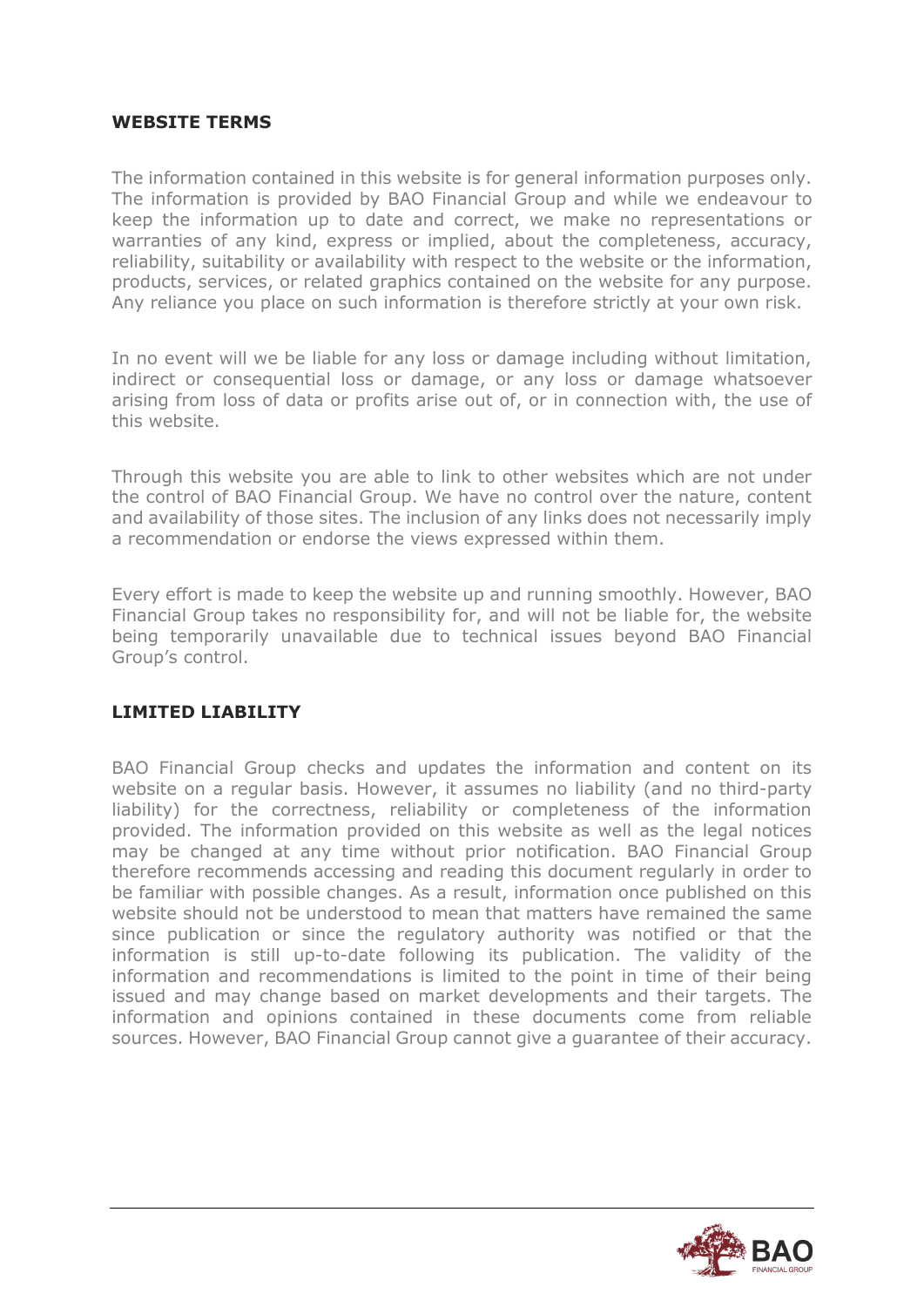## WEBSITE TERMS

The information contained in this website is for general information purposes only. The information is provided by BAO Financial Group and while we endeavour to keep the information up to date and correct, we make no representations or warranties of any kind, express or implied, about the completeness, accuracy, reliability, suitability or availability with respect to the website or the information, products, services, or related graphics contained on the website for any purpose. Any reliance you place on such information is therefore strictly at your own risk.

In no event will we be liable for any loss or damage including without limitation, indirect or consequential loss or damage, or any loss or damage whatsoever arising from loss of data or profits arise out of, or in connection with, the use of this website.

Through this website you are able to link to other websites which are not under the control of BAO Financial Group. We have no control over the nature, content and availability of those sites. The inclusion of any links does not necessarily imply a recommendation or endorse the views expressed within them.

Every effort is made to keep the website up and running smoothly. However, BAO Financial Group takes no responsibility for, and will not be liable for, the website being temporarily unavailable due to technical issues beyond BAO Financial Group's control.

## LIMITED LIABILITY

BAO Financial Group checks and updates the information and content on its website on a regular basis. However, it assumes no liability (and no third-party liability) for the correctness, reliability or completeness of the information provided. The information provided on this website as well as the legal notices may be changed at any time without prior notification. BAO Financial Group therefore recommends accessing and reading this document regularly in order to be familiar with possible changes. As a result, information once published on this website should not be understood to mean that matters have remained the same since publication or since the regulatory authority was notified or that the information is still up-to-date following its publication. The validity of the information and recommendations is limited to the point in time of their being issued and may change based on market developments and their targets. The information and opinions contained in these documents come from reliable sources. However, BAO Financial Group cannot give a guarantee of their accuracy.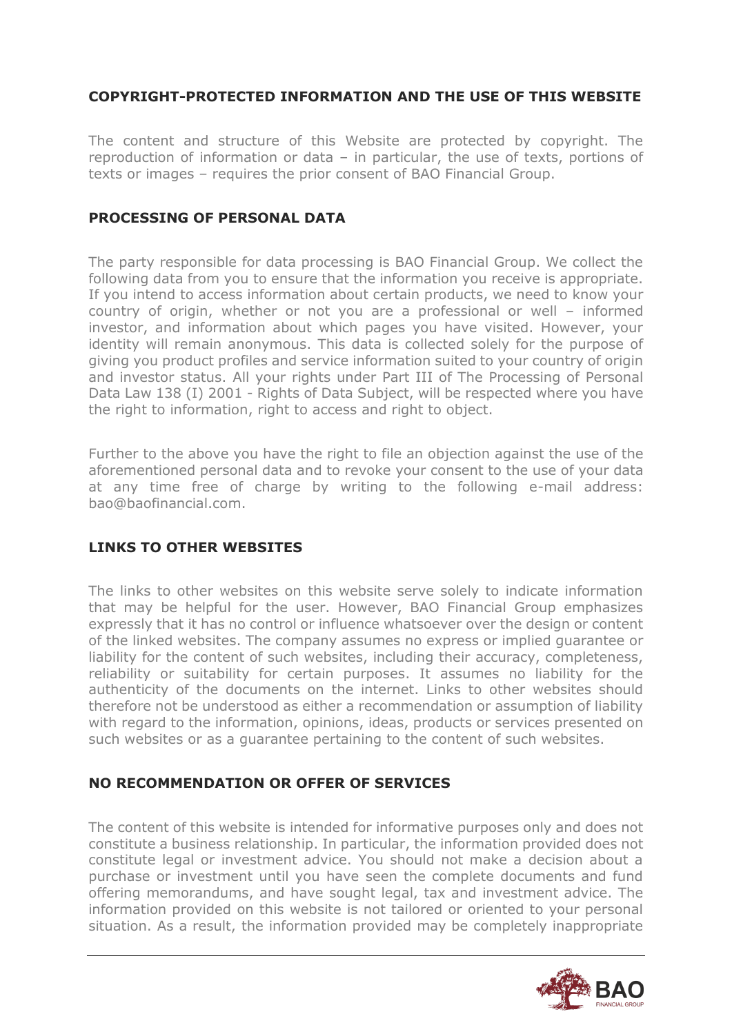## COPYRIGHT-PROTECTED INFORMATION AND THE USE OF THIS WEBSITE

The content and structure of this Website are protected by copyright. The reproduction of information or data – in particular, the use of texts, portions of texts or images – requires the prior consent of BAO Financial Group.

## PROCESSING OF PERSONAL DATA

The party responsible for data processing is BAO Financial Group. We collect the following data from you to ensure that the information you receive is appropriate. If you intend to access information about certain products, we need to know your country of origin, whether or not you are a professional or well – informed investor, and information about which pages you have visited. However, your identity will remain anonymous. This data is collected solely for the purpose of giving you product profiles and service information suited to your country of origin and investor status. All your rights under Part III of The Processing of Personal Data Law 138 (I) 2001 - Rights of Data Subject, will be respected where you have the right to information, right to access and right to object.

Further to the above you have the right to file an objection against the use of the aforementioned personal data and to revoke your consent to the use of your data at any time free of charge by writing to the following e-mail address: bao@baofinancial.com.

## LINKS TO OTHER WEBSITES

The links to other websites on this website serve solely to indicate information that may be helpful for the user. However, BAO Financial Group emphasizes expressly that it has no control or influence whatsoever over the design or content of the linked websites. The company assumes no express or implied guarantee or liability for the content of such websites, including their accuracy, completeness, reliability or suitability for certain purposes. It assumes no liability for the authenticity of the documents on the internet. Links to other websites should therefore not be understood as either a recommendation or assumption of liability with regard to the information, opinions, ideas, products or services presented on such websites or as a guarantee pertaining to the content of such websites.

## NO RECOMMENDATION OR OFFER OF SERVICES

The content of this website is intended for informative purposes only and does not constitute a business relationship. In particular, the information provided does not constitute legal or investment advice. You should not make a decision about a purchase or investment until you have seen the complete documents and fund offering memorandums, and have sought legal, tax and investment advice. The information provided on this website is not tailored or oriented to your personal situation. As a result, the information provided may be completely inappropriate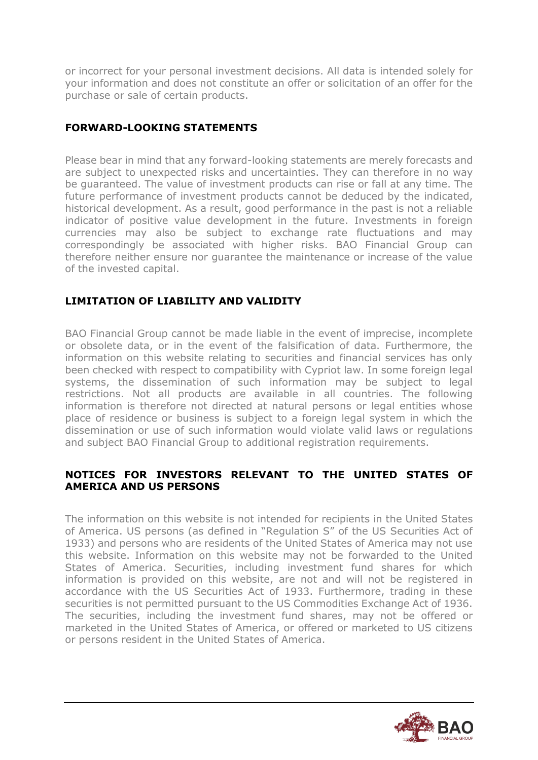or incorrect for your personal investment decisions. All data is intended solely for your information and does not constitute an offer or solicitation of an offer for the purchase or sale of certain products.

## FORWARD-LOOKING STATEMENTS

Please bear in mind that any forward-looking statements are merely forecasts and are subject to unexpected risks and uncertainties. They can therefore in no way be guaranteed. The value of investment products can rise or fall at any time. The future performance of investment products cannot be deduced by the indicated, historical development. As a result, good performance in the past is not a reliable indicator of positive value development in the future. Investments in foreign currencies may also be subject to exchange rate fluctuations and may correspondingly be associated with higher risks. BAO Financial Group can therefore neither ensure nor guarantee the maintenance or increase of the value of the invested capital.

## LIMITATION OF LIABILITY AND VALIDITY

BAO Financial Group cannot be made liable in the event of imprecise, incomplete or obsolete data, or in the event of the falsification of data. Furthermore, the information on this website relating to securities and financial services has only been checked with respect to compatibility with Cypriot law. In some foreign legal systems, the dissemination of such information may be subject to legal restrictions. Not all products are available in all countries. The following information is therefore not directed at natural persons or legal entities whose place of residence or business is subject to a foreign legal system in which the dissemination or use of such information would violate valid laws or regulations and subject BAO Financial Group to additional registration requirements.

## NOTICES FOR INVESTORS RELEVANT TO THE UNITED STATES OF AMERICA AND US PERSONS

The information on this website is not intended for recipients in the United States of America. US persons (as defined in "Regulation S" of the US Securities Act of 1933) and persons who are residents of the United States of America may not use this website. Information on this website may not be forwarded to the United States of America. Securities, including investment fund shares for which information is provided on this website, are not and will not be registered in accordance with the US Securities Act of 1933. Furthermore, trading in these securities is not permitted pursuant to the US Commodities Exchange Act of 1936. The securities, including the investment fund shares, may not be offered or marketed in the United States of America, or offered or marketed to US citizens or persons resident in the United States of America.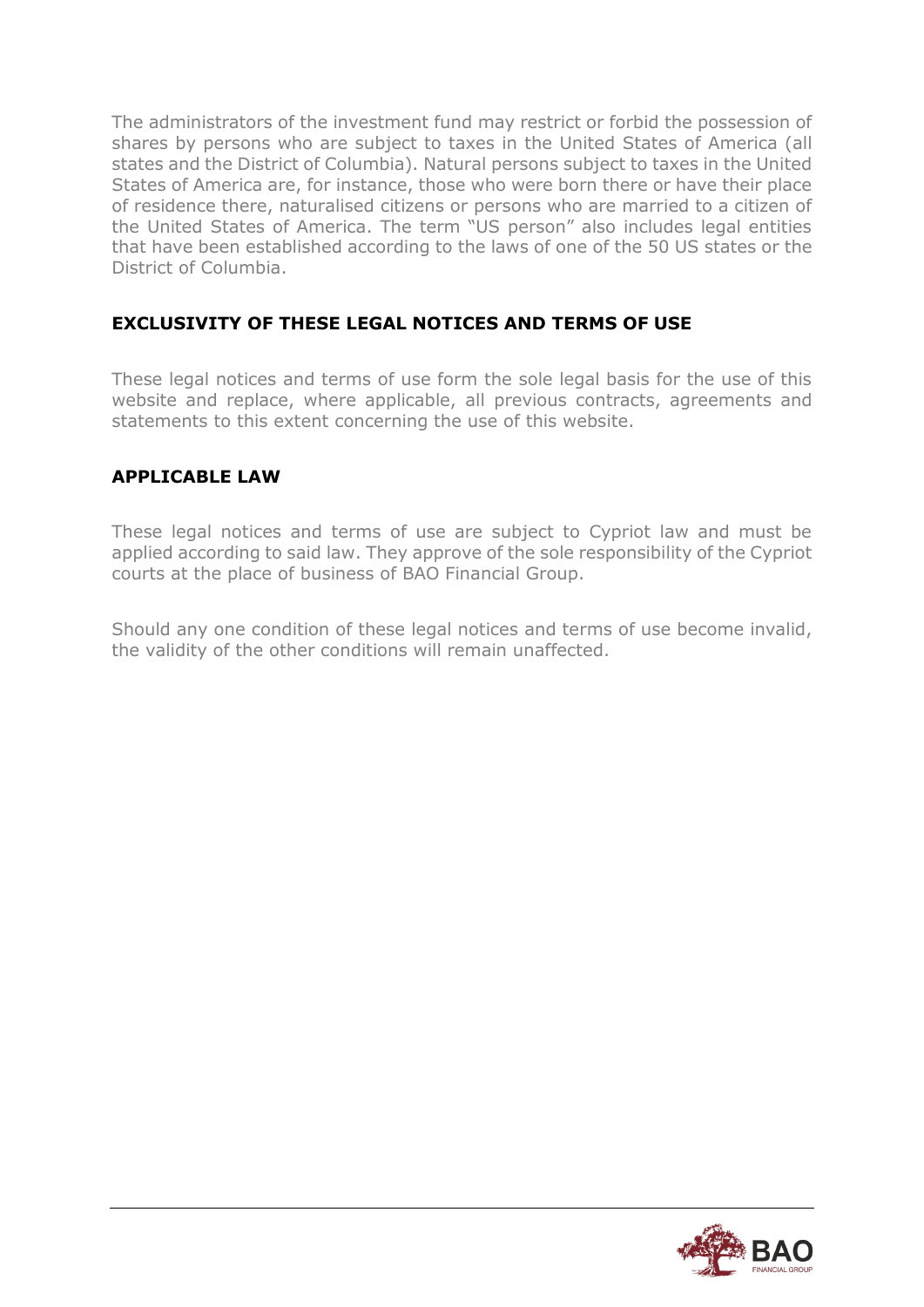The administrators of the investment fund may restrict or forbid the possession of shares by persons who are subject to taxes in the United States of America (all states and the District of Columbia). Natural persons subject to taxes in the United States of America are, for instance, those who were born there or have their place of residence there, naturalised citizens or persons who are married to a citizen of the United States of America. The term "US person" also includes legal entities that have been established according to the laws of one of the 50 US states or the District of Columbia.

## EXCLUSIVITY OF THESE LEGAL NOTICES AND TERMS OF USE

These legal notices and terms of use form the sole legal basis for the use of this website and replace, where applicable, all previous contracts, agreements and statements to this extent concerning the use of this website.

## APPLICABLE LAW

These legal notices and terms of use are subject to Cypriot law and must be applied according to said law. They approve of the sole responsibility of the Cypriot courts at the place of business of BAO Financial Group.

Should any one condition of these legal notices and terms of use become invalid, the validity of the other conditions will remain unaffected.